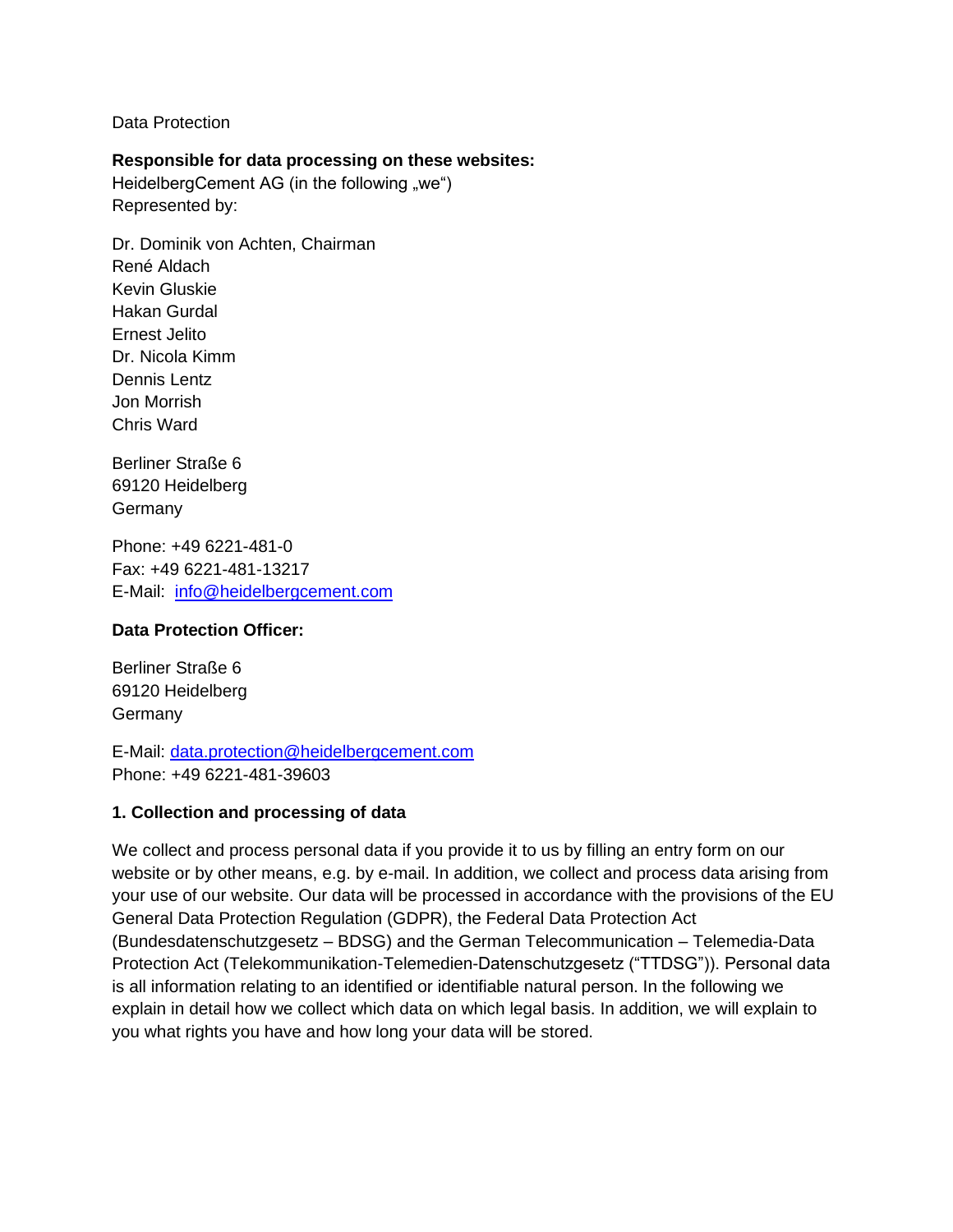Data Protection

**Responsible for data processing on these websites:**
HeidelbergCement AG (in the following „we“)
Represented by:

Dr. Dominik von Achten, Chairman
René Aldach
Kevin Gluskie
Hakan Gurdal
Ernest Jelito
Dr. Nicola Kimm
Dennis Lentz
Jon Morrish
Chris Ward

Berliner Straße 6
69120 Heidelberg
Germany

Phone: +49 6221-481-0
Fax: +49 6221-481-13217
E-Mail: info@heidelbergcement.com

**Data Protection Officer:**

Berliner Straße 6
69120 Heidelberg
Germany

E-Mail: data.protection@heidelbergcement.com
Phone: +49 6221-481-39603

**1. Collection and processing of data**

We collect and process personal data if you provide it to us by filling an entry form on our website or by other means, e.g. by e-mail. In addition, we collect and process data arising from your use of our website. Our data will be processed in accordance with the provisions of the EU General Data Protection Regulation (GDPR), the Federal Data Protection Act (Bundesdatenschutzgesetz – BDSG) and the German Telecommunication – Telemedia-Data Protection Act (Telekommunikation-Telemedien-Datenschutzgesetz (“TTDSG”)). Personal data is all information relating to an identified or identifiable natural person. In the following we explain in detail how we collect which data on which legal basis. In addition, we will explain to you what rights you have and how long your data will be stored.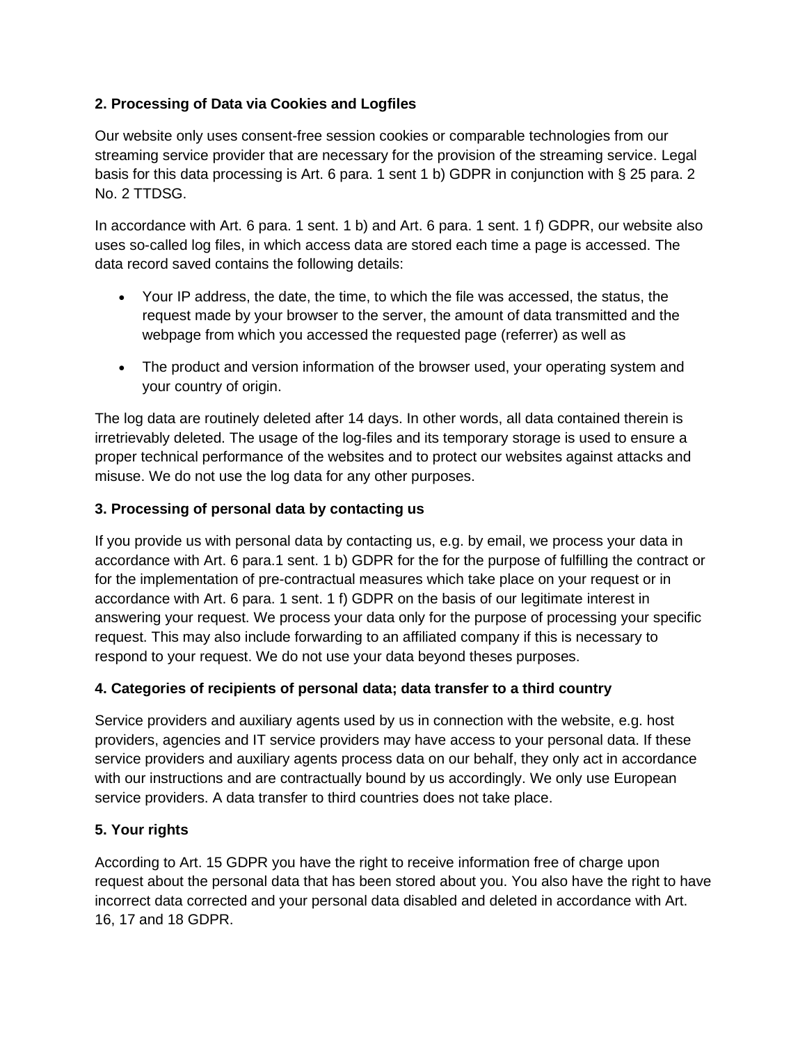### 2. Processing of Data via Cookies and Logfiles

Our website only uses consent-free session cookies or comparable technologies from our streaming service provider that are necessary for the provision of the streaming service. Legal basis for this data processing is Art. 6 para. 1 sent 1 b) GDPR in conjunction with § 25 para. 2 No. 2 TTDSG.

In accordance with Art. 6 para. 1 sent. 1 b) and Art. 6 para. 1 sent. 1 f) GDPR, our website also uses so-called log files, in which access data are stored each time a page is accessed. The data record saved contains the following details:

- Your IP address, the date, the time, to which the file was accessed, the status, the request made by your browser to the server, the amount of data transmitted and the webpage from which you accessed the requested page (referrer) as well as
- The product and version information of the browser used, your operating system and your country of origin.

The log data are routinely deleted after 14 days. In other words, all data contained therein is irretrievably deleted. The usage of the log-files and its temporary storage is used to ensure a proper technical performance of the websites and to protect our websites against attacks and misuse. We do not use the log data for any other purposes.

### 3. Processing of personal data by contacting us

If you provide us with personal data by contacting us, e.g. by email, we process your data in accordance with Art. 6 para.1 sent. 1 b) GDPR for the for the purpose of fulfilling the contract or for the implementation of pre-contractual measures which take place on your request or in accordance with Art. 6 para. 1 sent. 1 f) GDPR on the basis of our legitimate interest in answering your request. We process your data only for the purpose of processing your specific request. This may also include forwarding to an affiliated company if this is necessary to respond to your request. We do not use your data beyond theses purposes.

### 4. Categories of recipients of personal data; data transfer to a third country

Service providers and auxiliary agents used by us in connection with the website, e.g. host providers, agencies and IT service providers may have access to your personal data. If these service providers and auxiliary agents process data on our behalf, they only act in accordance with our instructions and are contractually bound by us accordingly. We only use European service providers. A data transfer to third countries does not take place.

### 5. Your rights

According to Art. 15 GDPR you have the right to receive information free of charge upon request about the personal data that has been stored about you. You also have the right to have incorrect data corrected and your personal data disabled and deleted in accordance with Art. 16, 17 and 18 GDPR.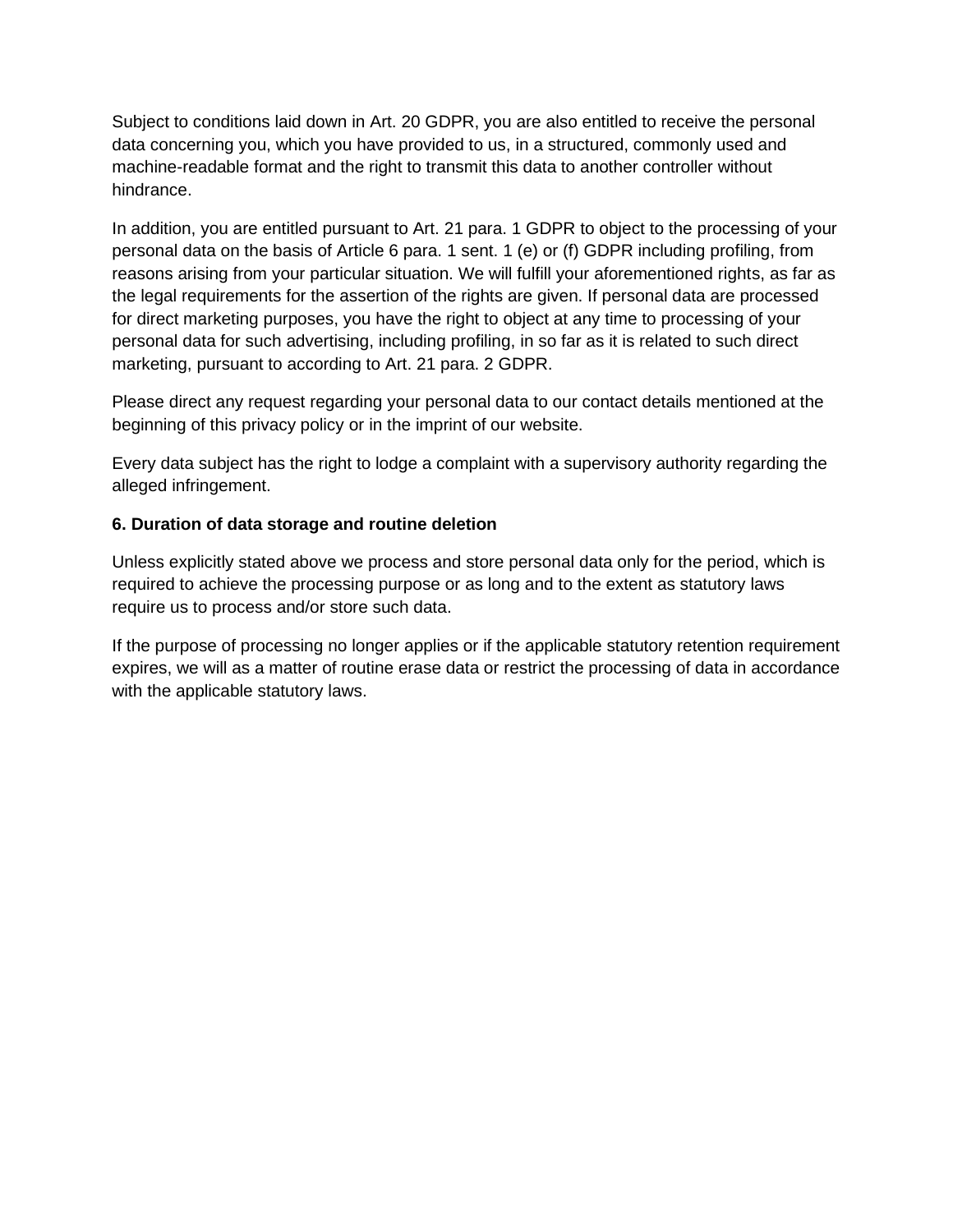Subject to conditions laid down in Art. 20 GDPR, you are also entitled to receive the personal data concerning you, which you have provided to us, in a structured, commonly used and machine-readable format and the right to transmit this data to another controller without hindrance.

In addition, you are entitled pursuant to Art. 21 para. 1 GDPR to object to the processing of your personal data on the basis of Article 6 para. 1 sent. 1 (e) or (f) GDPR including profiling, from reasons arising from your particular situation. We will fulfill your aforementioned rights, as far as the legal requirements for the assertion of the rights are given. If personal data are processed for direct marketing purposes, you have the right to object at any time to processing of your personal data for such advertising, including profiling, in so far as it is related to such direct marketing, pursuant to according to Art. 21 para. 2 GDPR.

Please direct any request regarding your personal data to our contact details mentioned at the beginning of this privacy policy or in the imprint of our website.

Every data subject has the right to lodge a complaint with a supervisory authority regarding the alleged infringement.

**6. Duration of data storage and routine deletion**

Unless explicitly stated above we process and store personal data only for the period, which is required to achieve the processing purpose or as long and to the extent as statutory laws require us to process and/or store such data.

If the purpose of processing no longer applies or if the applicable statutory retention requirement expires, we will as a matter of routine erase data or restrict the processing of data in accordance with the applicable statutory laws.